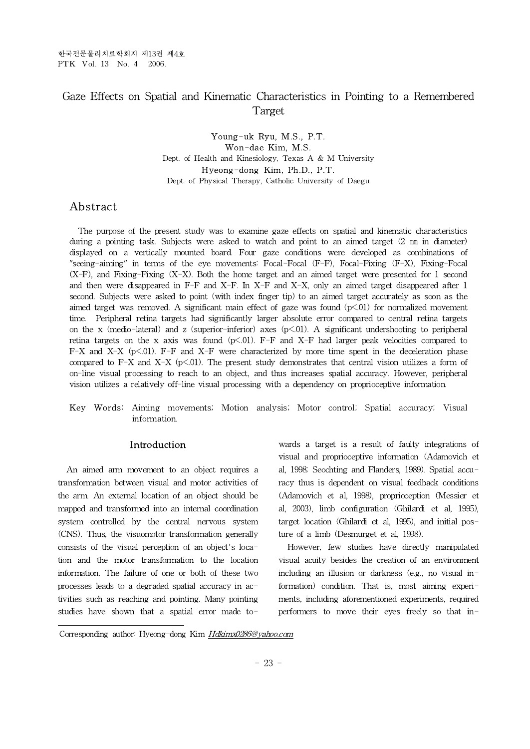# Gaze Effects on Spatial and Kinematic Characteristics in Pointing to a Remembered Target

Young-uk Ryu, M.S., P.T.
Won-dae Kim, M.S.
Dept. of Health and Kinesiology, Texas A & M University
Hyeong-dong Kim, Ph.D., P.T.
Dept. of Physical Therapy, Catholic University of Daegu

## Abstract

The purpose of the present study was to examine gaze effects on spatial and kinematic characteristics during a pointing task. Subjects were asked to watch and point to an aimed target (2 ㎜ in diameter) displayed on a vertically mounted board. Four gaze conditions were developed as combinations of "seeing-aiming" in terms of the eye movements: Focal-Focal (F-F), Focal-Fixing (F-X), Fixing-Focal (X-F), and Fixing-Fixing (X-X). Both the home target and an aimed target were presented for 1 second and then were disappeared in F-F and X-F. In X-F and X-X, only an aimed target disappeared after 1 second. Subjects were asked to point (with index finger tip) to an aimed target accurately as soon as the aimed target was removed. A significant main effect of gaze was found ($p<.01$) for normalized movement time. Peripheral retina targets had significantly larger absolute error compared to central retina targets on the x (medio-lateral) and z (superior-inferior) axes ($p<.01$). A significant undershooting to peripheral retina targets on the x axis was found ($p<.01$). F-F and X-F had larger peak velocities compared to F-X and X-X ($p<.01$). F-F and X-F were characterized by more time spent in the deceleration phase compared to F-X and X-X ($p<.01$). The present study demonstrates that central vision utilizes a form of on-line visual processing to reach to an object, and thus increases spatial accuracy. However, peripheral vision utilizes a relatively off-line visual processing with a dependency on proprioceptive information.

Key Words: Aiming movements; Motion analysis; Motor control; Spatial accuracy; Visual information.

## Introduction

An aimed arm movement to an object requires a transformation between visual and motor activities of the arm. An external location of an object should be mapped and transformed into an internal coordination system controlled by the central nervous system (CNS). Thus, the visuomotor transformation generally consists of the visual perception of an object's location and the motor transformation to the location information. The failure of one or both of these two processes leads to a degraded spatial accuracy in activities such as reaching and pointing. Many pointing studies have shown that a spatial error made towards a target is a result of faulty integrations of visual and proprioceptive information (Adamovich et al, 1998; Seochting and Flanders, 1989). Spatial accuracy thus is dependent on visual feedback conditions (Adamovich et al, 1998), proprioception (Messier et al, 2003), limb configuration (Ghilardi et al, 1995), target location (Ghilardi et al, 1995), and initial posture of a limb (Desmurget et al, 1998).

However, few studies have directly manipulated visual acuity besides the creation of an environment including an illusion or darkness (e.g., no visual information) condition. That is, most aiming experiments, including aforementioned experiments, required performers to move their eyes freely so that in-

Corresponding author: Hyeong-dong Kim *Hdkimx0286@yahoo.com*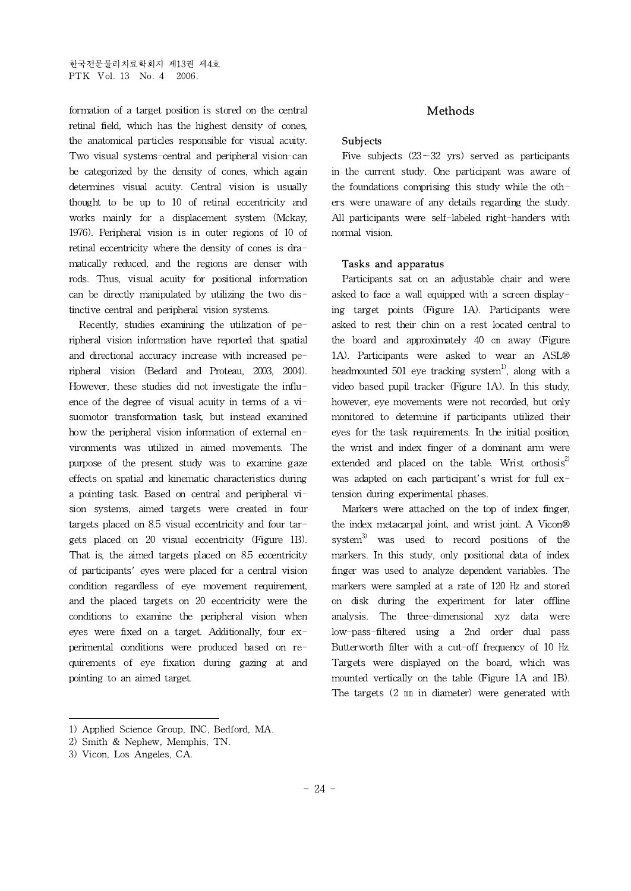formation of a target position is stored on the central retinal field, which has the highest density of cones, the anatomical particles responsible for visual acuity. Two visual systems-central and peripheral vision-can be categorized by the density of cones, which again determines visual acuity. Central vision is usually thought to be up to 10 of retinal eccentricity and works mainly for a displacement system (Mckay, 1976). Peripheral vision is in outer regions of 10 of retinal eccentricity where the density of cones is dramatically reduced, and the regions are denser with rods. Thus, visual acuity for positional information can be directly manipulated by utilizing the two distinctive central and peripheral vision systems.

Recently, studies examining the utilization of peripheral vision information have reported that spatial and directional accuracy increase with increased peripheral vision (Bedard and Proteau, 2003, 2004). However, these studies did not investigate the influence of the degree of visual acuity in terms of a visuomotor transformation task, but instead examined how the peripheral vision information of external environments was utilized in aimed movements. The purpose of the present study was to examine gaze effects on spatial and kinematic characteristics during a pointing task. Based on central and peripheral vision systems, aimed targets were created in four targets placed on 8.5 visual eccentricity and four targets placed on 20 visual eccentricity (Figure 1B). That is, the aimed targets placed on 8.5 eccentricity of participants' eyes were placed for a central vision condition regardless of eye movement requirement, and the placed targets on 20 eccentricity were the conditions to examine the peripheral vision when eyes were fixed on a target. Additionally, four experimental conditions were produced based on requirements of eye fixation during gazing at and pointing to an aimed target.

## Methods

### Subjects

Five subjects (23~32 yrs) served as participants in the current study. One participant was aware of the foundations comprising this study while the others were unaware of any details regarding the study. All participants were self-labeled right-handers with normal vision.

### Tasks and apparatus

Participants sat on an adjustable chair and were asked to face a wall equipped with a screen displaying target points (Figure 1A). Participants were asked to rest their chin on a rest located central to the board and approximately 40 ㎝ away (Figure 1A). Participants were asked to wear an ASL® headmounted 501 eye tracking system[1], along with a video based pupil tracker (Figure 1A). In this study, however, eye movements were not recorded, but only monitored to determine if participants utilized their eyes for the task requirements. In the initial position, the wrist and index finger of a dominant arm were extended and placed on the table. Wrist orthosis[2] was adapted on each participant's wrist for full extension during experimental phases.

Markers were attached on the top of index finger, the index metacarpal joint, and wrist joint. A Vicon® system[3] was used to record positions of the markers. In this study, only positional data of index finger was used to analyze dependent variables. The markers were sampled at a rate of 120 ㎐ and stored on disk during the experiment for later offline analysis. The three-dimensional xyz data were low-pass-filtered using a 2nd order dual pass Butterworth filter with a cut-off frequency of 10 ㎐. Targets were displayed on the board, which was mounted vertically on the table (Figure 1A and 1B). The targets (2 ㎜ in diameter) were generated with

---

1) Applied Science Group, INC, Bedford, MA.

2) Smith & Nephew, Memphis, TN.

3) Vicon, Los Angeles, CA.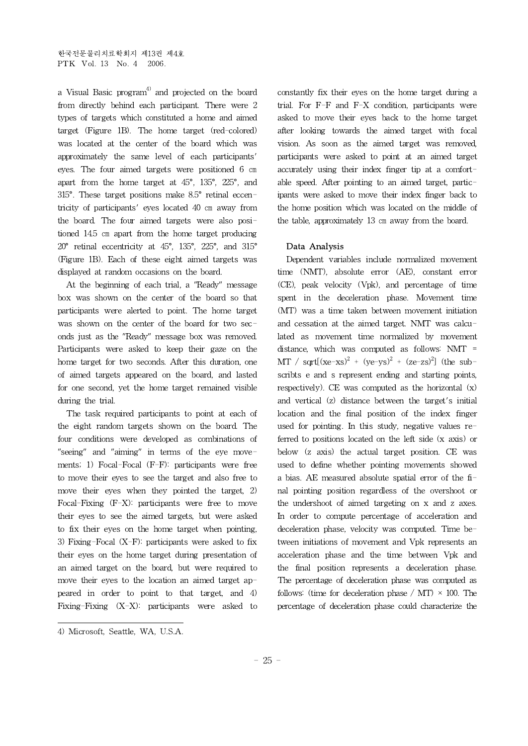a Visual Basic program[4] and projected on the board from directly behind each participant. There were 2 types of targets which constituted a home and aimed target (Figure 1B). The home target (red-colored) was located at the center of the board which was approximately the same level of each participants' eyes. The four aimed targets were positioned 6 ㎝ apart from the home target at 45°, 135°, 225°, and 315°. These target positions make 8.5° retinal eccentricity of participants' eyes located 40 ㎝ away from the board. The four aimed targets were also positioned 14.5 ㎝ apart from the home target producing 20° retinal eccentricity at 45°, 135°, 225°, and 315° (Figure 1B). Each of these eight aimed targets was displayed at random occasions on the board.

At the beginning of each trial, a "Ready" message box was shown on the center of the board so that participants were alerted to point. The home target was shown on the center of the board for two seconds just as the "Ready" message box was removed. Participants were asked to keep their gaze on the home target for two seconds. After this duration, one of aimed targets appeared on the board, and lasted for one second, yet the home target remained visible during the trial.

The task required participants to point at each of the eight random targets shown on the board. The four conditions were developed as combinations of "seeing" and "aiming" in terms of the eye movements; 1) Focal-Focal (F-F): participants were free to move their eyes to see the target and also free to move their eyes when they pointed the target, 2) Focal-Fixing (F-X): participants were free to move their eyes to see the aimed targets, but were asked to fix their eyes on the home target when pointing, 3) Fixing-Focal (X-F): participants were asked to fix their eyes on the home target during presentation of an aimed target on the board, but were required to move their eyes to the location an aimed target appeared in order to point to that target, and 4) Fixing-Fixing (X-X): participants were asked to constantly fix their eyes on the home target during a trial. For F-F and F-X condition, participants were asked to move their eyes back to the home target after looking towards the aimed target with focal vision. As soon as the aimed target was removed, participants were asked to point at an aimed target accurately using their index finger tip at a comfortable speed. After pointing to an aimed target, participants were asked to move their index finger back to the home position which was located on the middle of the table, approximately 13 ㎝ away from the board.

### Data Analysis

Dependent variables include normalized movement time (NMT), absolute error (AE), constant error (CE), peak velocity (Vpk), and percentage of time spent in the deceleration phase. Movement time (MT) was a time taken between movement initiation and cessation at the aimed target. NMT was calculated as movement time normalized by movement distance, which was computed as follows: $NMT = MT / \sqrt{(xe-xs)^2 + (ye-ys)^2 + (ze-zs)^2}$ (the subscribts e and s represent ending and starting points, respectively). CE was computed as the horizontal (x) and vertical (z) distance between the target's initial location and the final position of the index finger used for pointing. In this study, negative values referred to positions located on the left side (x axis) or below (z axis) the actual target position. CE was used to define whether pointing movements showed a bias. AE measured absolute spatial error of the final pointing position regardless of the overshoot or the undershoot of aimed targeting on x and z axes. In order to compute percentage of acceleration and deceleration phase, velocity was computed. Time between initiations of movement and Vpk represents an acceleration phase and the time between Vpk and the final position represents a deceleration phase. The percentage of deceleration phase was computed as follows: (time for deceleration phase / MT) × 100. The percentage of deceleration phase could characterize the

---

4) Microsoft, Seattle, WA, U.S.A.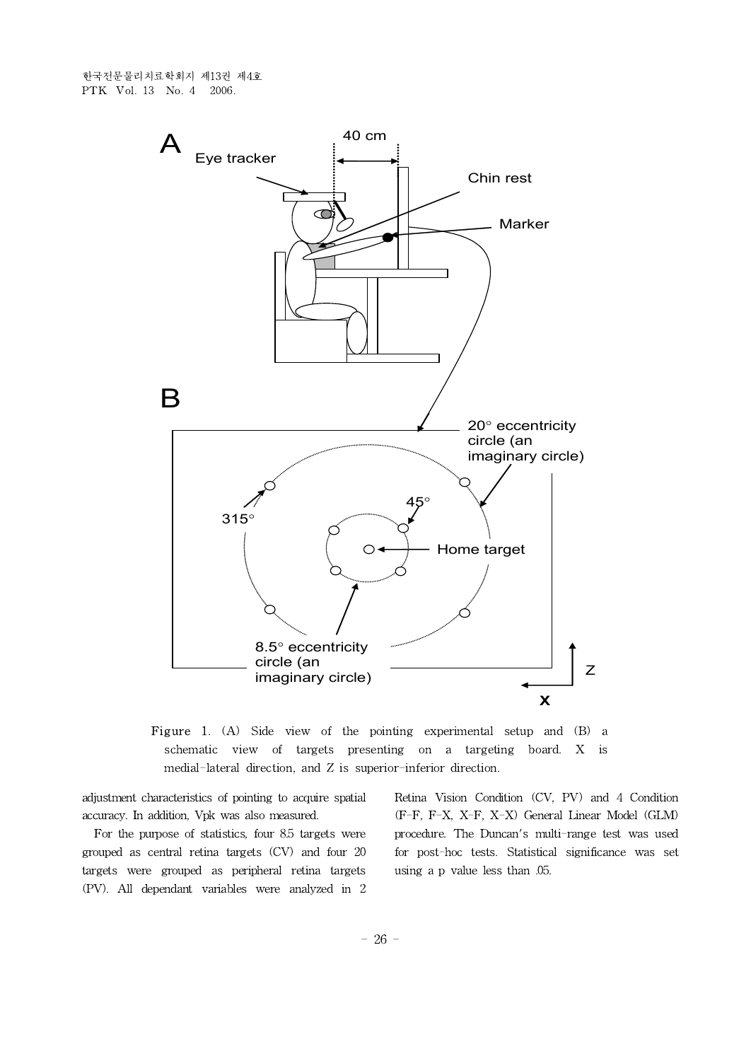Figure 1. (A) Side view of the pointing experimental setup and (B) a schematic view of targets presenting on a targeting board. X is medial-lateral direction, and Z is superior-inferior direction.

adjustment characteristics of pointing to acquire spatial accuracy. In addition, Vpk was also measured.

For the purpose of statistics, four 8.5 targets were grouped as central retina targets (CV) and four 20 targets were grouped as peripheral retina targets (PV). All dependant variables were analyzed in 2 Retina Vision Condition (CV, PV) and 4 Condition (F-F, F-X, X-F, X-X) General Linear Model (GLM) procedure. The Duncan's multi-range test was used for post-hoc tests. Statistical significance was set using a p value less than .05.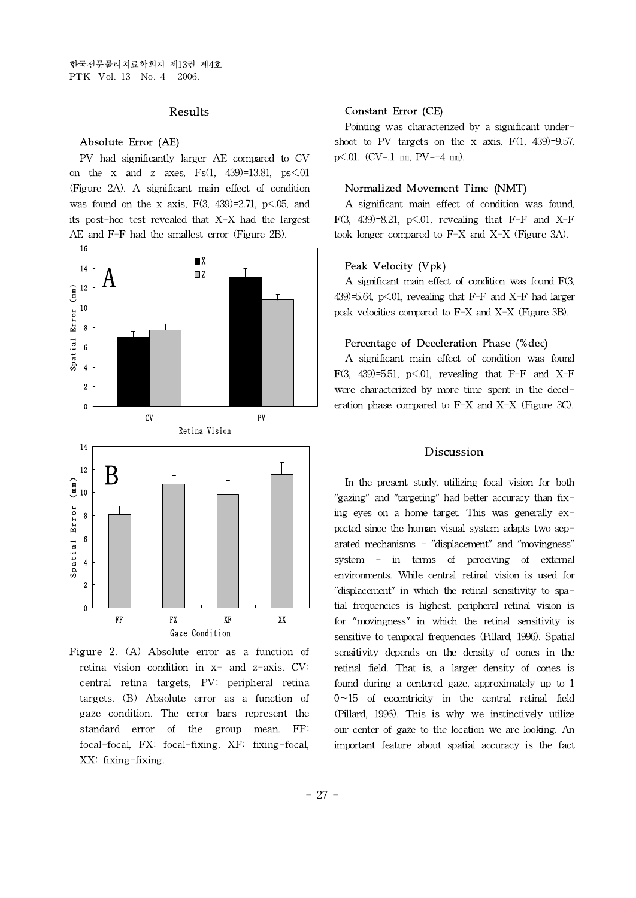## Results

### Absolute Error (AE)

PV had significantly larger AE compared to CV on the x and z axes, $Fs(1, 439)=13.81$, $ps<.01$ (Figure 2A). A significant main effect of condition was found on the x axis, $F(3, 439)=2.71$, $p<.05$, and its post-hoc test revealed that X-X had the largest AE and F-F had the smallest error (Figure 2B).

Figure 2. (A) Absolute error as a function of retina vision condition in x- and z-axis. CV: central retina targets, PV: peripheral retina targets. (B) Absolute error as a function of gaze condition. The error bars represent the standard error of the group mean. FF: focal-focal, FX: focal-fixing, XF: fixing-focal, XX: fixing-fixing.

### Constant Error (CE)

Pointing was characterized by a significant undershoot to PV targets on the x axis, $F(1, 439)=9.57$, $p<.01$. (CV=.1 ㎜, PV=-4 ㎜).

### Normalized Movement Time (NMT)

A significant main effect of condition was found, $F(3, 439)=8.21$, $p<.01$, revealing that F-F and X-F took longer compared to F-X and X-X (Figure 3A).

### Peak Velocity (Vpk)

A significant main effect of condition was found $F(3, 439)=5.64$, $p<.01$, revealing that F-F and X-F had larger peak velocities compared to F-X and X-X (Figure 3B).

### Percentage of Deceleration Phase (%dec)

A significant main effect of condition was found $F(3, 439)=5.51$, $p<.01$, revealing that F-F and X-F were characterized by more time spent in the deceleration phase compared to F-X and X-X (Figure 3C).

## Discussion

In the present study, utilizing focal vision for both "gazing" and "targeting" had better accuracy than fixing eyes on a home target. This was generally expected since the human visual system adapts two separated mechanisms - "displacement" and "movingness" system - in terms of perceiving of external environments. While central retinal vision is used for "displacement" in which the retinal sensitivity to spatial frequencies is highest, peripheral retinal vision is for "movingness" in which the retinal sensitivity is sensitive to temporal frequencies (Pillard, 1996). Spatial sensitivity depends on the density of cones in the retinal field. That is, a larger density of cones is found during a centered gaze, approximately up to 10~15 of eccentricity in the central retinal field (Pillard, 1996). This is why we instinctively utilize our center of gaze to the location we are looking. An important feature about spatial accuracy is the fact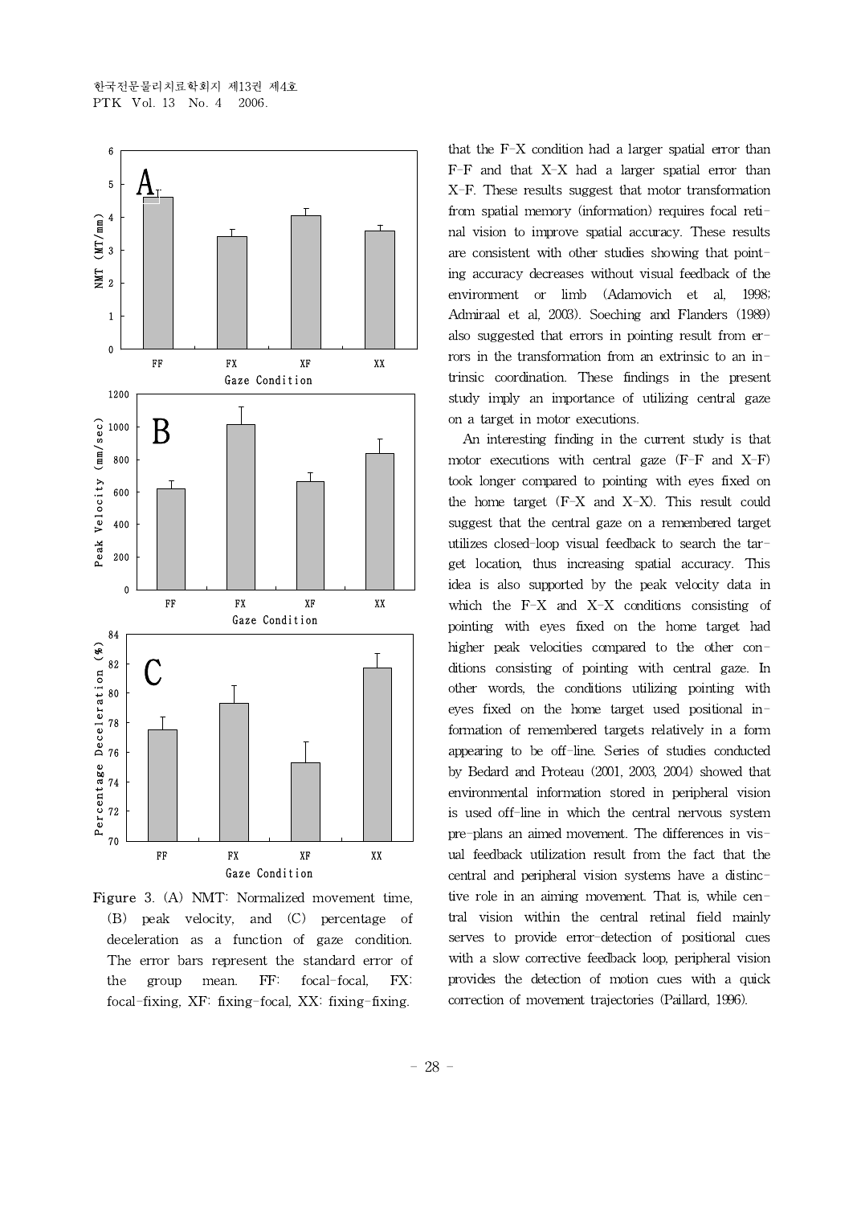Figure 3. (A) NMT: Normalized movement time, (B) peak velocity, and (C) percentage of deceleration as a function of gaze condition. The error bars represent the standard error of the group mean. FF: focal-focal, FX: focal-fixing, XF: fixing-focal, XX: fixing-fixing.

that the F-X condition had a larger spatial error than F-F and that X-X had a larger spatial error than X-F. These results suggest that motor transformation from spatial memory (information) requires focal retinal vision to improve spatial accuracy. These results are consistent with other studies showing that pointing accuracy decreases without visual feedback of the environment or limb (Adamovich et al, 1998; Admiraal et al, 2003). Soeching and Flanders (1989) also suggested that errors in pointing result from errors in the transformation from an extrinsic to an intrinsic coordination. These findings in the present study imply an importance of utilizing central gaze on a target in motor executions.

An interesting finding in the current study is that motor executions with central gaze (F-F and X-F) took longer compared to pointing with eyes fixed on the home target (F-X and X-X). This result could suggest that the central gaze on a remembered target utilizes closed-loop visual feedback to search the target location, thus increasing spatial accuracy. This idea is also supported by the peak velocity data in which the F-X and X-X conditions consisting of pointing with eyes fixed on the home target had higher peak velocities compared to the other conditions consisting of pointing with central gaze. In other words, the conditions utilizing pointing with eyes fixed on the home target used positional information of remembered targets relatively in a form appearing to be off-line. Series of studies conducted by Bedard and Proteau (2001, 2003, 2004) showed that environmental information stored in peripheral vision is used off-line in which the central nervous system pre-plans an aimed movement. The differences in visual feedback utilization result from the fact that the central and peripheral vision systems have a distinctive role in an aiming movement. That is, while central vision within the central retinal field mainly serves to provide error-detection of positional cues with a slow corrective feedback loop, peripheral vision provides the detection of motion cues with a quick correction of movement trajectories (Paillard, 1996).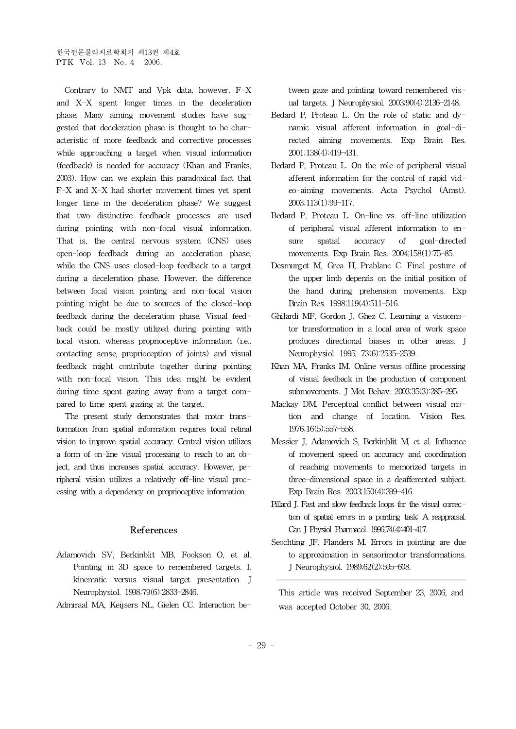Contrary to NMT and Vpk data, however, F-X and X-X spent longer times in the deceleration phase. Many aiming movement studies have suggested that deceleration phase is thought to be characteristic of more feedback and corrective processes while approaching a target when visual information (feedback) is needed for accuracy (Khan and Franks, 2003). How can we explain this paradoxical fact that F-X and X-X had shorter movement times yet spent longer time in the deceleration phase? We suggest that two distinctive feedback processes are used during pointing with non-focal visual information. That is, the central nervous system (CNS) uses open-loop feedback during an acceleration phase, while the CNS uses closed-loop feedback to a target during a deceleration phase. However, the difference between focal vision pointing and non-focal vision pointing might be due to sources of the closed-loop feedback during the deceleration phase. Visual feedback could be mostly utilized during pointing with focal vision, whereas proprioceptive information (i.e., contacting sense, proprioception of joints) and visual feedback might contribute together during pointing with non-focal vision. This idea might be evident during time spent gazing away from a target compared to time spent gazing at the target.

The present study demonstrates that motor transformation from spatial information requires focal retinal vision to improve spatial accuracy. Central vision utilizes a form of on-line visual processing to reach to an object, and thus increases spatial accuracy. However, peripheral vision utilizes a relatively off-line visual processing with a dependency on proprioceptive information.

## References

Adamovich SV, Berkinblit MB, Fookson O, et al. Pointing in 3D space to remembered targets. I. kinematic versus visual target presentation. J Neurophysiol. 1998;79(6):2833-2846.

Admiraal MA, Keijsers NL, Gielen CC. Interaction between gaze and pointing toward remembered visual targets. J Neurophysiol. 2003;90(4):2136-2148.

Bedard P, Proteau L. On the role of static and dynamic visual afferent information in goal-directed aiming movements. Exp Brain Res. 2001;138(4):419-431.

Bedard P, Proteau L. On the role of peripheral visual afferent information for the control of rapid video-aiming movements. Acta Psychol (Amst). 2003;113(1):99-117.

Bedard P, Proteau L. On-line vs. off-line utilization of peripheral visual afferent information to ensure spatial accuracy of goal-directed movements. Exp Brain Res. 2004;158(1):75-85.

Desmurget M, Grea H, Prablanc C. Final posture of the upper limb depends on the initial position of the hand during prehension movements. Exp Brain Res. 1998;119(4):511-516.

Ghilardi MF, Gordon J, Ghez C. Learning a visuomotor transformation in a local area of work space produces directional biases in other areas. J Neurophysiol. 1995; 73(6):2535-2539.

Khan MA, Franks IM. Online versus offline processing of visual feedback in the production of component submovements. J Mot Behav. 2003;35(3):285-295.

Mackay DM. Perceptual conflict between visual motion and change of location. Vision Res. 1976;16(5);557-558.

Messier J, Adamovich S, Berkinblit M, et al. Influence of movement speed on accuracy and coordination of reaching movements to memorized targets in three-dimensional space in a deafferented subject. Exp Brain Res. 2003;150(4):399-416.

Pillard J. Fast and slow feedback loops for the visual correction of spatial errors in a pointing task: A reappraisal. Can J Physiol Pharmacol. 1996;74(4):401-417.

Seochting JF, Flanders M. Errors in pointing are due to approximation in sensorimotor transformations. J Neurophysiol. 1989;62(2):595-608.

This article was received September 23, 2006, and was accepted October 30, 2006.